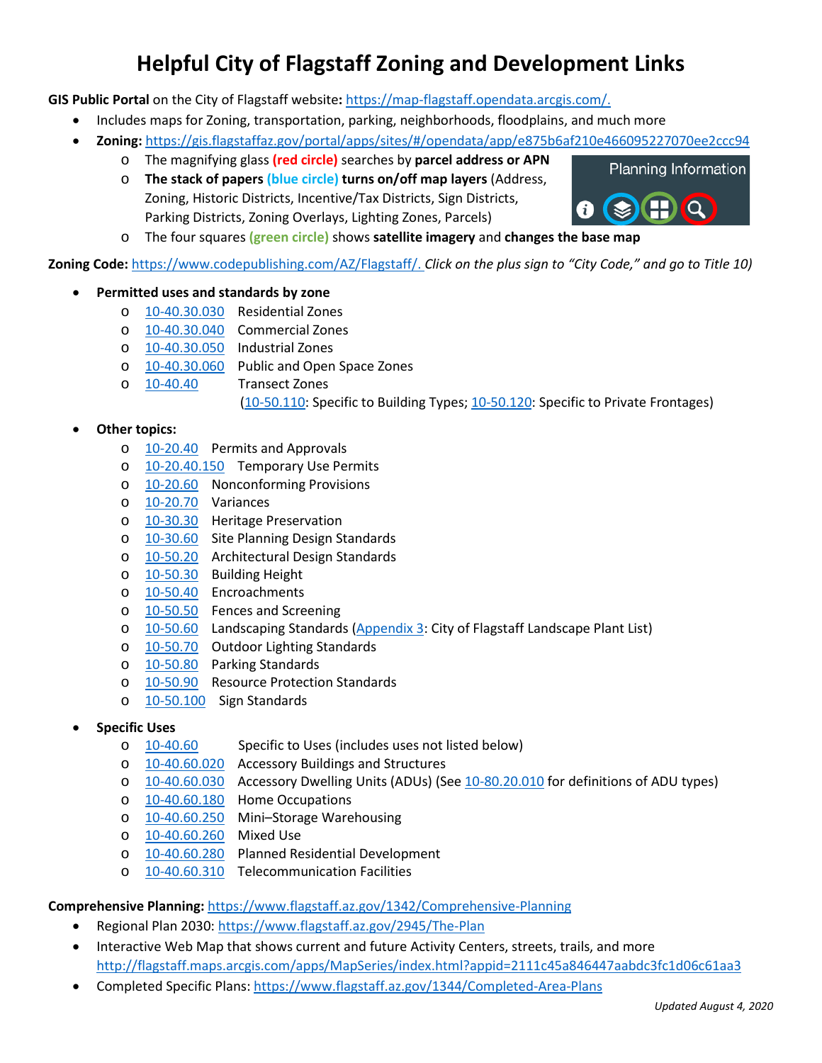# Helpful City of Flagstaff Zoning and Development Links

**GIS Public Portal** on the City of Flagstaff website**:** https://map-flagstaff.opendata.arcgis.com/.

- Includes maps for Zoning, transportation, parking, neighborhoods, floodplains, and much more
- **Zoning:** https://gis.flagstaffaz.gov/portal/apps/sites/#/opendata/app/e875b6af210e466095227070ee2ccc94
  - The magnifying glass **(red circle)** searches by **parcel address or APN**
  - **The stack of papers (blue circle) turns on/off map layers** (Address, Zoning, Historic Districts, Incentive/Tax Districts, Sign Districts, Parking Districts, Zoning Overlays, Lighting Zones, Parcels)
  - The four squares **(green circle)** shows **satellite imagery** and **changes the base map**

**Zoning Code:** https://www.codepublishing.com/AZ/Flagstaff/. *Click on the plus sign to "City Code," and go to Title 10)*

- **Permitted uses and standards by zone**
  - 10-40.30.030 Residential Zones
  - 10-40.30.040 Commercial Zones
  - 10-40.30.050 Industrial Zones
  - 10-40.30.060 Public and Open Space Zones
  - 10-40.40 Transect Zones (10-50.110: Specific to Building Types; 10-50.120: Specific to Private Frontages)
- **Other topics:**
  - 10-20.40 Permits and Approvals
  - 10-20.40.150 Temporary Use Permits
  - 10-20.60 Nonconforming Provisions
  - 10-20.70 Variances
  - 10-30.30 Heritage Preservation
  - 10-30.60 Site Planning Design Standards
  - 10-50.20 Architectural Design Standards
  - 10-50.30 Building Height
  - 10-50.40 Encroachments
  - 10-50.50 Fences and Screening
  - 10-50.60 Landscaping Standards (Appendix 3: City of Flagstaff Landscape Plant List)
  - 10-50.70 Outdoor Lighting Standards
  - 10-50.80 Parking Standards
  - 10-50.90 Resource Protection Standards
  - 10-50.100 Sign Standards
- **Specific Uses**
  - 10-40.60 Specific to Uses (includes uses not listed below)
  - 10-40.60.020 Accessory Buildings and Structures
  - 10-40.60.030 Accessory Dwelling Units (ADUs) (See 10-80.20.010 for definitions of ADU types)
  - 10-40.60.180 Home Occupations
  - 10-40.60.250 Mini–Storage Warehousing
  - 10-40.60.260 Mixed Use
  - 10-40.60.280 Planned Residential Development
  - 10-40.60.310 Telecommunication Facilities

**Comprehensive Planning:** https://www.flagstaff.az.gov/1342/Comprehensive-Planning

- Regional Plan 2030: https://www.flagstaff.az.gov/2945/The-Plan
- Interactive Web Map that shows current and future Activity Centers, streets, trails, and more http://flagstaff.maps.arcgis.com/apps/MapSeries/index.html?appid=2111c45a846447aabdc3fc1d06c61aa3
- Completed Specific Plans: https://www.flagstaff.az.gov/1344/Completed-Area-Plans

*Updated August 4, 2020*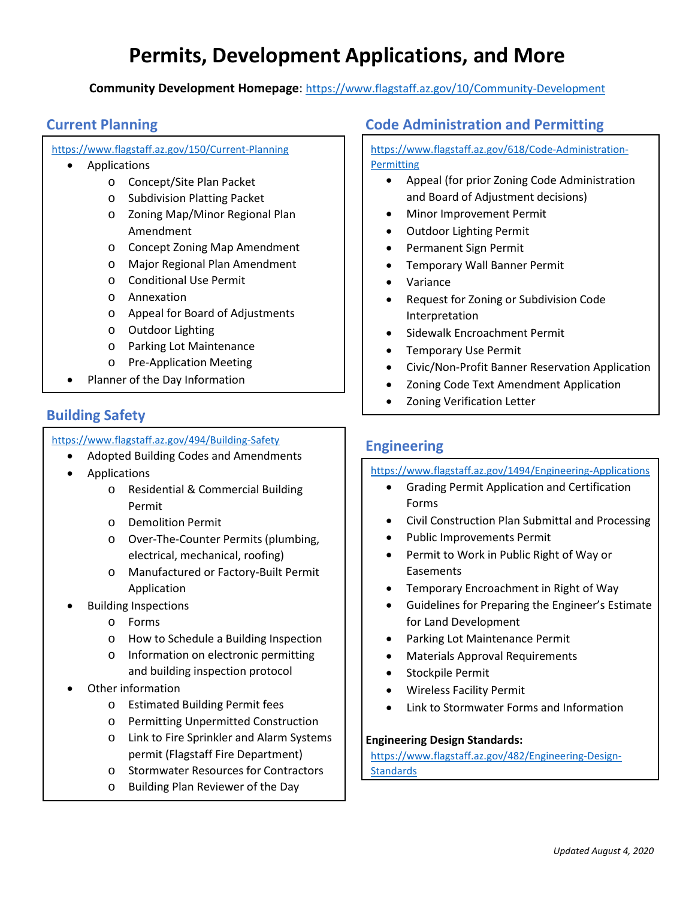# Permits, Development Applications, and More

**Community Development Homepage**: https://www.flagstaff.az.gov/10/Community-Development

## Current Planning

https://www.flagstaff.az.gov/150/Current-Planning

- Applications
  - Concept/Site Plan Packet
  - Subdivision Platting Packet
  - Zoning Map/Minor Regional Plan Amendment
  - Concept Zoning Map Amendment
  - Major Regional Plan Amendment
  - Conditional Use Permit
  - Annexation
  - Appeal for Board of Adjustments
  - Outdoor Lighting
  - Parking Lot Maintenance
  - Pre-Application Meeting
- Planner of the Day Information

## Building Safety

https://www.flagstaff.az.gov/494/Building-Safety

- Adopted Building Codes and Amendments
- Applications
  - Residential & Commercial Building Permit
  - Demolition Permit
  - Over-The-Counter Permits (plumbing, electrical, mechanical, roofing)
  - Manufactured or Factory-Built Permit Application
- Building Inspections
  - Forms
  - How to Schedule a Building Inspection
  - Information on electronic permitting and building inspection protocol
- Other information
  - Estimated Building Permit fees
  - Permitting Unpermitted Construction
  - Link to Fire Sprinkler and Alarm Systems permit (Flagstaff Fire Department)
  - Stormwater Resources for Contractors
  - Building Plan Reviewer of the Day

## Code Administration and Permitting

https://www.flagstaff.az.gov/618/Code-Administration-Permitting

- Appeal (for prior Zoning Code Administration and Board of Adjustment decisions)
- Minor Improvement Permit
- Outdoor Lighting Permit
- Permanent Sign Permit
- Temporary Wall Banner Permit
- Variance
- Request for Zoning or Subdivision Code Interpretation
- Sidewalk Encroachment Permit
- Temporary Use Permit
- Civic/Non-Profit Banner Reservation Application
- Zoning Code Text Amendment Application
- Zoning Verification Letter

## Engineering

https://www.flagstaff.az.gov/1494/Engineering-Applications

- Grading Permit Application and Certification Forms
- Civil Construction Plan Submittal and Processing
- Public Improvements Permit
- Permit to Work in Public Right of Way or Easements
- Temporary Encroachment in Right of Way
- Guidelines for Preparing the Engineer's Estimate for Land Development
- Parking Lot Maintenance Permit
- Materials Approval Requirements
- Stockpile Permit
- Wireless Facility Permit
- Link to Stormwater Forms and Information

**Engineering Design Standards:**
https://www.flagstaff.az.gov/482/Engineering-Design-Standards

*Updated August 4, 2020*